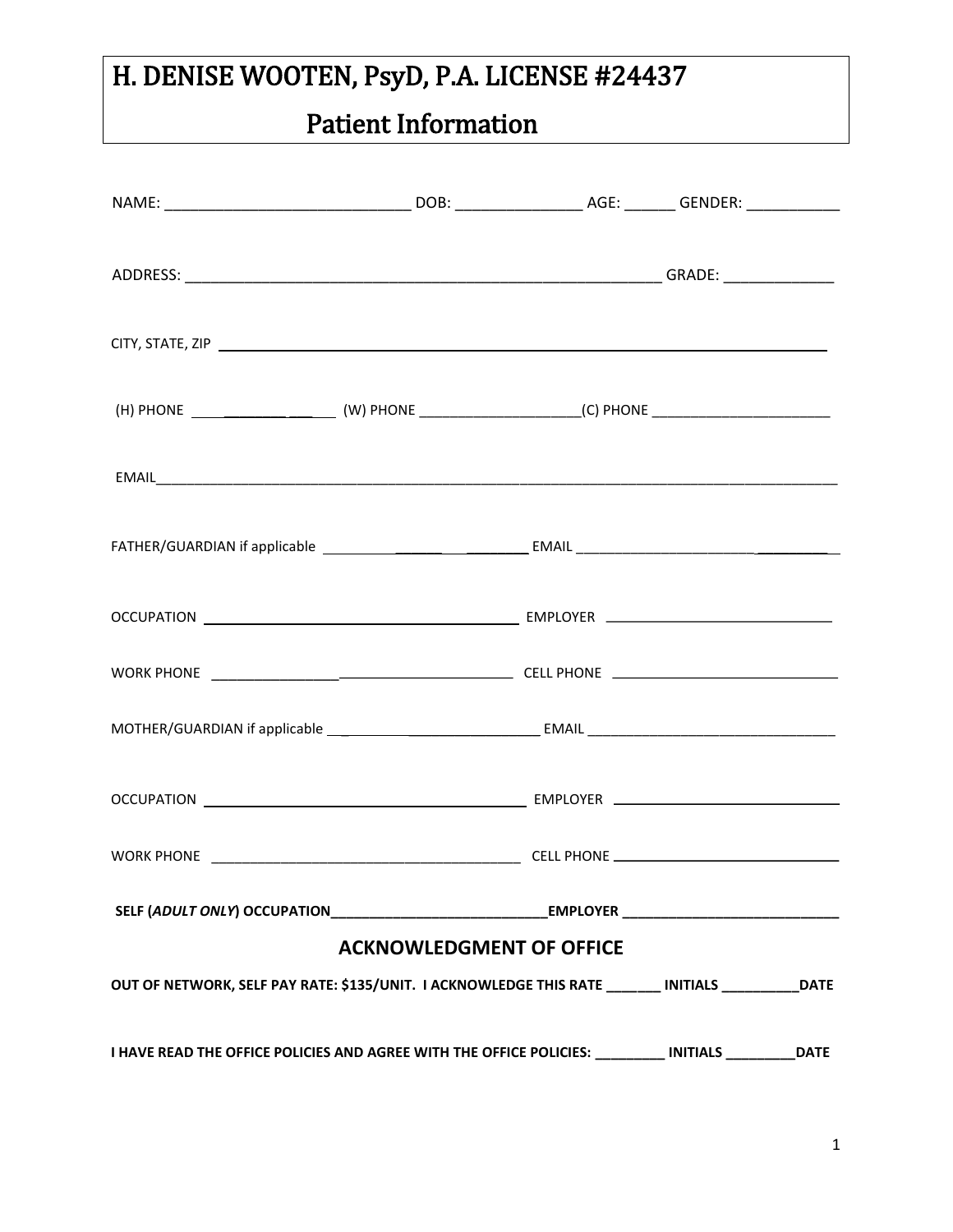# H. DENISE WOOTEN, PsyD, P.A. LICENSE #24437

## Patient Information

NAME: ____________________________ DOB: ______________ AGE: ______ GENDER: ___________

ADDRESS: ______________________________________________________ GRADE: _____________

CITY, STATE, ZIP ________________________________________________________________________

(H) PHONE ______________ (W) PHONE ____________________(C) PHONE _______________________

EMAIL__________________________________________________________________________________

FATHER/GUARDIAN if applicable ______________________ EMAIL _______________________________

OCCUPATION ___________________________________ EMPLOYER ____________________________

WORK PHONE _____________________________________ CELL PHONE ____________________________

MOTHER/GUARDIAN if applicable ___________________________ EMAIL ________________________________

OCCUPATION ____________________________________ EMPLOYER ___________________________

WORK PHONE _____________________________________ CELL PHONE ____________________________

**SELF (*ADULT ONLY*) OCCUPATION___________________________EMPLOYER ___________________________**

## ACKNOWLEDGMENT OF OFFICE

**OUT OF NETWORK, SELF PAY RATE: $135/UNIT. I ACKNOWLEDGE THIS RATE _______ INITIALS __________DATE**

**I HAVE READ THE OFFICE POLICIES AND AGREE WITH THE OFFICE POLICIES: _________ INITIALS _________DATE**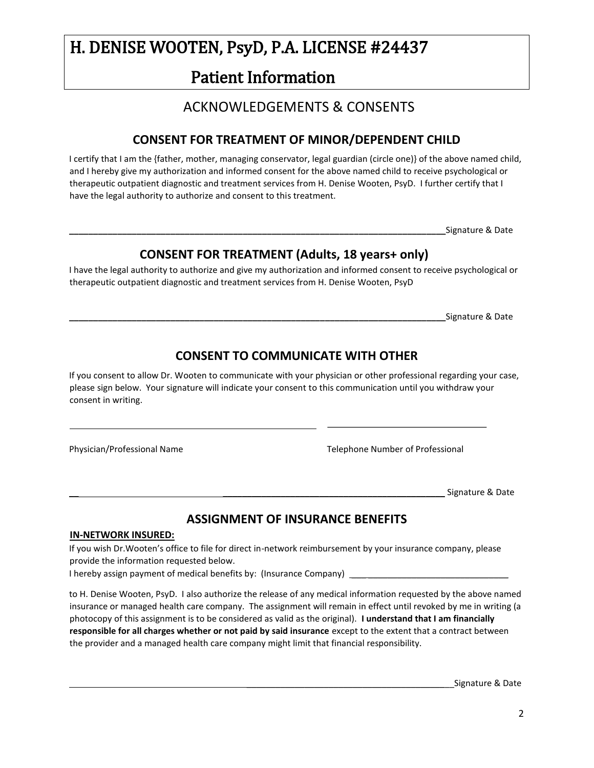# H. DENISE WOOTEN, PsyD, P.A. LICENSE #24437

## Patient Information

## ACKNOWLEDGEMENTS & CONSENTS

### CONSENT FOR TREATMENT OF MINOR/DEPENDENT CHILD

I certify that I am the {father, mother, managing conservator, legal guardian (circle one)} of the above named child, and I hereby give my authorization and informed consent for the above named child to receive psychological or therapeutic outpatient diagnostic and treatment services from H. Denise Wooten, PsyD. I further certify that I have the legal authority to authorize and consent to this treatment.

_______________________________________________________________________________Signature & Date

### CONSENT FOR TREATMENT (Adults, 18 years+ only)

I have the legal authority to authorize and give my authorization and informed consent to receive psychological or therapeutic outpatient diagnostic and treatment services from H. Denise Wooten, PsyD

_______________________________________________________________________________Signature & Date

### CONSENT TO COMMUNICATE WITH OTHER

If you consent to allow Dr. Wooten to communicate with your physician or other professional regarding your case, please sign below. Your signature will indicate your consent to this communication until you withdraw your consent in writing.

_______________________________________________ _______________________________

Physician/Professional Name Telephone Number of Professional

_______________________________________________________________________________ Signature & Date

### ASSIGNMENT OF INSURANCE BENEFITS

**IN-NETWORK INSURED:**

If you wish Dr.Wooten's office to file for direct in-network reimbursement by your insurance company, please provide the information requested below.

I hereby assign payment of medical benefits by: (Insurance Company) ________________________________

to H. Denise Wooten, PsyD. I also authorize the release of any medical information requested by the above named insurance or managed health care company. The assignment will remain in effect until revoked by me in writing (a photocopy of this assignment is to be considered as valid as the original). **I understand that I am financially responsible for all charges whether or not paid by said insurance** except to the extent that a contract between the provider and a managed health care company might limit that financial responsibility.

_______________________________________________________________________________Signature & Date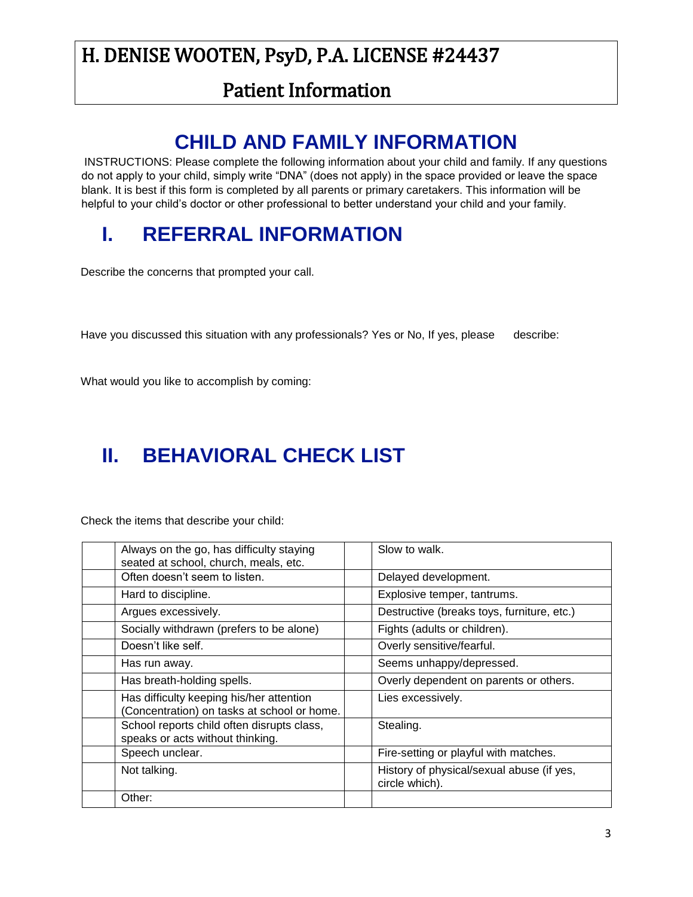# H. DENISE WOOTEN, PsyD, P.A. LICENSE #24437

## Patient Information

# CHILD AND FAMILY INFORMATION

INSTRUCTIONS: Please complete the following information about your child and family. If any questions do not apply to your child, simply write "DNA" (does not apply) in the space provided or leave the space blank. It is best if this form is completed by all parents or primary caretakers. This information will be helpful to your child's doctor or other professional to better understand your child and your family.

## I. REFERRAL INFORMATION

Describe the concerns that prompted your call.

Have you discussed this situation with any professionals? Yes or No, If yes, please describe:

What would you like to accomplish by coming:

## II. BEHAVIORAL CHECK LIST

Check the items that describe your child:

| | | | |
|---|---|---|---|
| | Always on the go, has difficulty staying seated at school, church, meals, etc. | | Slow to walk. |
| | Often doesn't seem to listen. | | Delayed development. |
| | Hard to discipline. | | Explosive temper, tantrums. |
| | Argues excessively. | | Destructive (breaks toys, furniture, etc.) |
| | Socially withdrawn (prefers to be alone) | | Fights (adults or children). |
| | Doesn't like self. | | Overly sensitive/fearful. |
| | Has run away. | | Seems unhappy/depressed. |
| | Has breath-holding spells. | | Overly dependent on parents or others. |
| | Has difficulty keeping his/her attention (Concentration) on tasks at school or home. | | Lies excessively. |
| | School reports child often disrupts class, speaks or acts without thinking. | | Stealing. |
| | Speech unclear. | | Fire-setting or playful with matches. |
| | Not talking. | | History of physical/sexual abuse (if yes, circle which). |
| | Other: | | |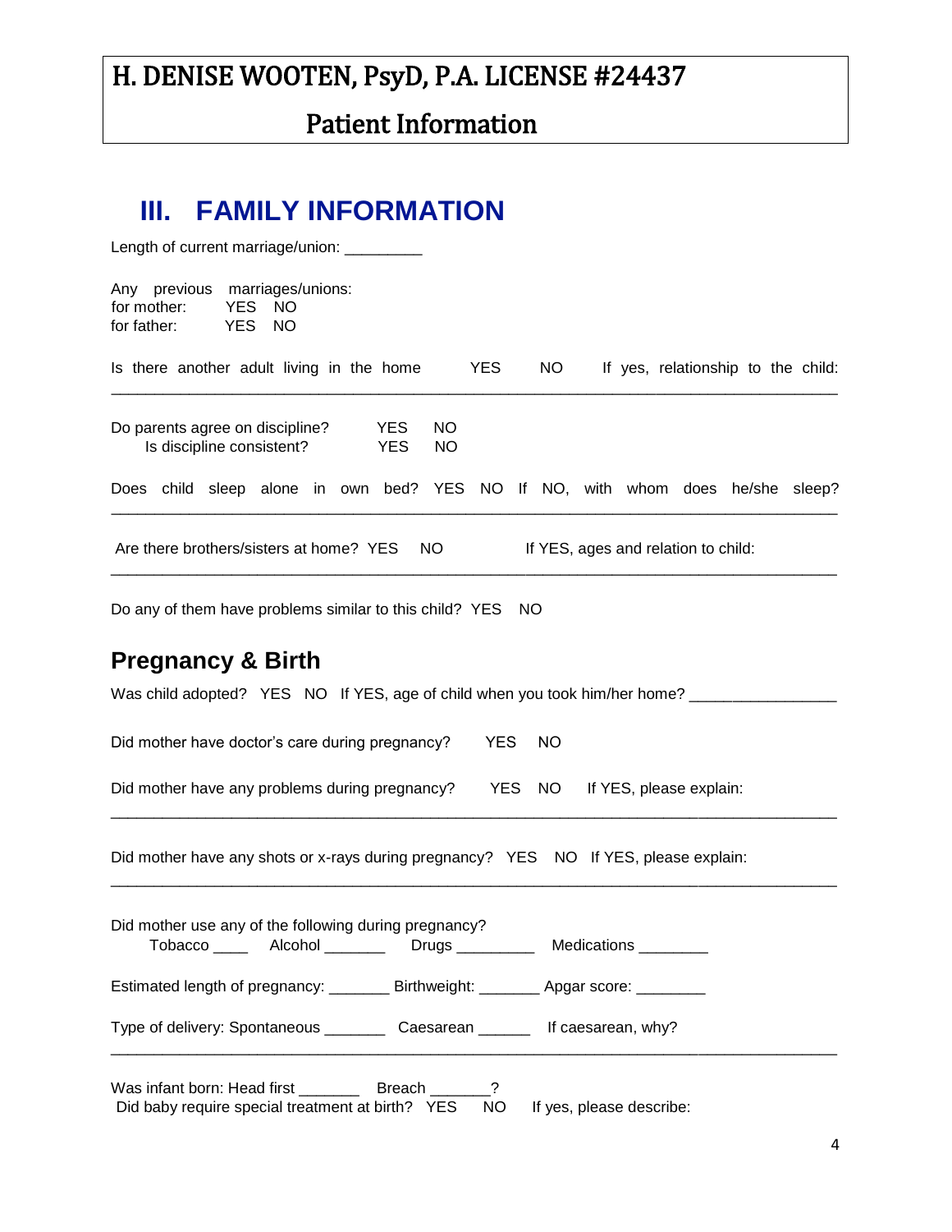# H. DENISE WOOTEN, PsyD, P.A. LICENSE #24437

## Patient Information

## III. FAMILY INFORMATION

Length of current marriage/union: _________

Any previous marriages/unions:
for mother: YES NO
for father: YES NO

Is there another adult living in the home YES NO If yes, relationship to the child:
________________________________________________________________________________

Do parents agree on discipline? YES NO
Is discipline consistent? YES NO

Does child sleep alone in own bed? YES NO If NO, with whom does he/she sleep?
________________________________________________________________________________

Are there brothers/sisters at home? YES NO If YES, ages and relation to child:
________________________________________________________________________________

Do any of them have problems similar to this child? YES NO

### Pregnancy & Birth

Was child adopted? YES NO If YES, age of child when you took him/her home? _________________

Did mother have doctor's care during pregnancy? YES NO

Did mother have any problems during pregnancy? YES NO If YES, please explain:
________________________________________________________________________________

Did mother have any shots or x-rays during pregnancy? YES NO If YES, please explain:
________________________________________________________________________________

Did mother use any of the following during pregnancy?
Tobacco ____ Alcohol _______ Drugs _________ Medications ________

Estimated length of pregnancy: _______ Birthweight: _______ Apgar score: ________

Type of delivery: Spontaneous _______ Caesarean ______ If caesarean, why?
________________________________________________________________________________

Was infant born: Head first _______ Breach _______?
Did baby require special treatment at birth? YES NO If yes, please describe: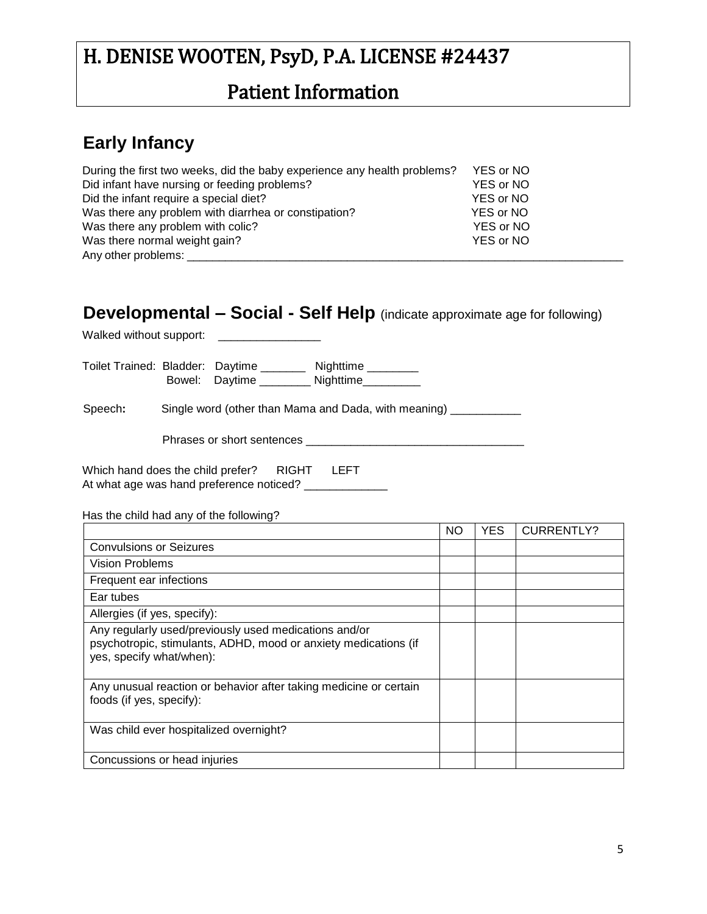# H. DENISE WOOTEN, PsyD, P.A. LICENSE #24437

## Patient Information

### Early Infancy

During the first two weeks, did the baby experience any health problems? YES or NO
Did infant have nursing or feeding problems? YES or NO
Did the infant require a special diet? YES or NO
Was there any problem with diarrhea or constipation? YES or NO
Was there any problem with colic? YES or NO
Was there normal weight gain? YES or NO
Any other problems: ______________________________________________________________________

### Developmental – Social - Self Help (indicate approximate age for following)

Walked without support: ________________

Toilet Trained: Bladder: Daytime _______ Nighttime ________
Bowel: Daytime ________ Nighttime_________

Speech: Single word (other than Mama and Dada, with meaning) ___________

Phrases or short sentences __________________________________

Which hand does the child prefer? RIGHT LEFT
At what age was hand preference noticed? _____________

Has the child had any of the following?

| | NO | YES | CURRENTLY? |
|---|---|---|---|
| Convulsions or Seizures | | | |
| Vision Problems | | | |
| Frequent ear infections | | | |
| Ear tubes | | | |
| Allergies (if yes, specify): | | | |
| Any regularly used/previously used medications and/or psychotropic, stimulants, ADHD, mood or anxiety medications (if yes, specify what/when): | | | |
| Any unusual reaction or behavior after taking medicine or certain foods (if yes, specify): | | | |
| Was child ever hospitalized overnight? | | | |
| Concussions or head injuries | | | |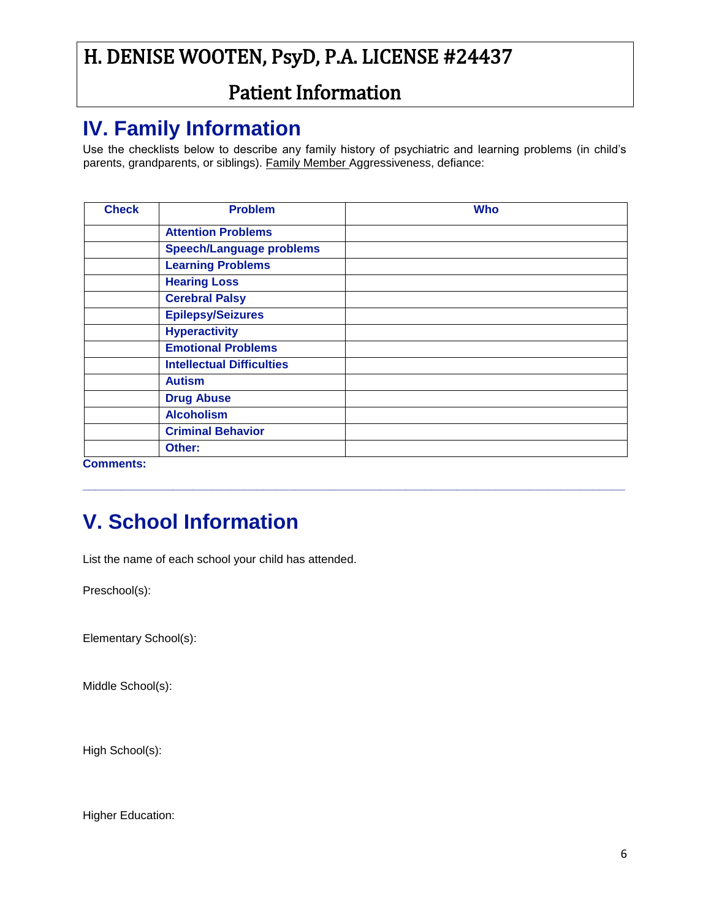# H. DENISE WOOTEN, PsyD, P.A. LICENSE #24437

## Patient Information

## IV. Family Information

Use the checklists below to describe any family history of psychiatric and learning problems (in child's parents, grandparents, or siblings). Family Member Aggressiveness, defiance:

| Check | Problem | Who |
|---|---|---|
| | **Attention Problems** | |
| | **Speech/Language problems** | |
| | **Learning Problems** | |
| | **Hearing Loss** | |
| | **Cerebral Palsy** | |
| | **Epilepsy/Seizures** | |
| | **Hyperactivity** | |
| | **Emotional Problems** | |
| | **Intellectual Difficulties** | |
| | **Autism** | |
| | **Drug Abuse** | |
| | **Alcoholism** | |
| | **Criminal Behavior** | |
| | **Other:** | |

**Comments:**

---

## V. School Information

List the name of each school your child has attended.

Preschool(s):

Elementary School(s):

Middle School(s):

High School(s):

Higher Education: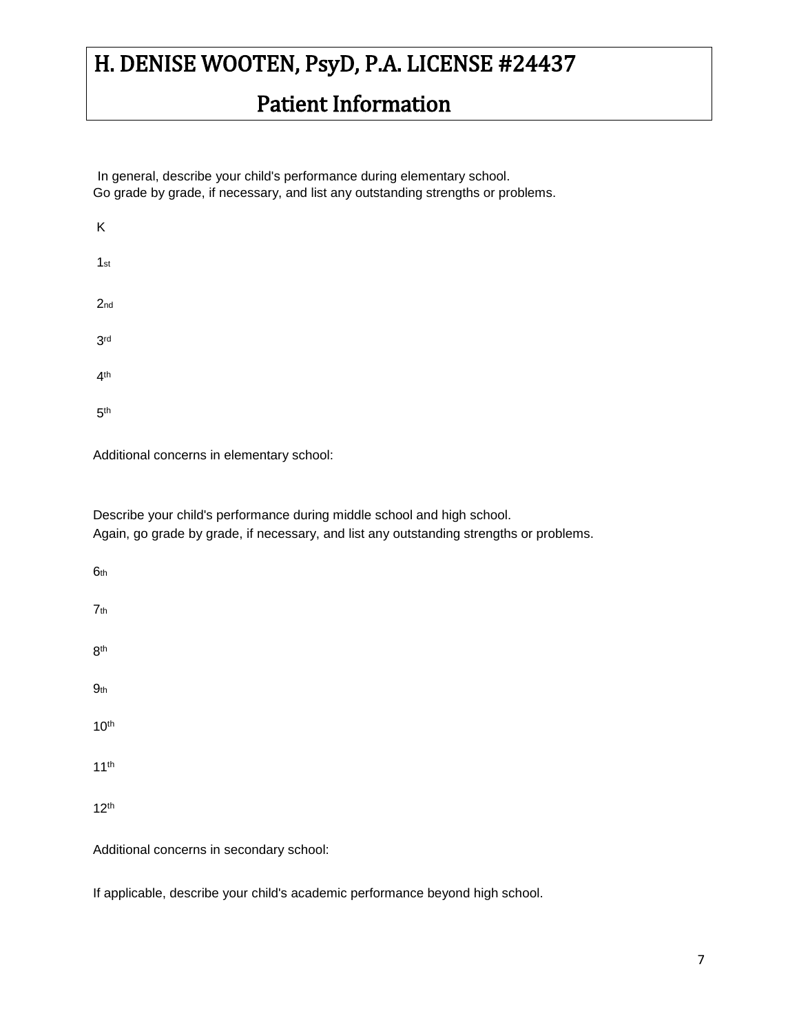# H. DENISE WOOTEN, PsyD, P.A. LICENSE #24437

## Patient Information

In general, describe your child's performance during elementary school.
Go grade by grade, if necessary, and list any outstanding strengths or problems.

K

1st

2nd

3rd

4th

5th

Additional concerns in elementary school:

Describe your child's performance during middle school and high school.
Again, go grade by grade, if necessary, and list any outstanding strengths or problems.

6th

7th

8th

9th

10th

11th

12th

Additional concerns in secondary school:

If applicable, describe your child's academic performance beyond high school.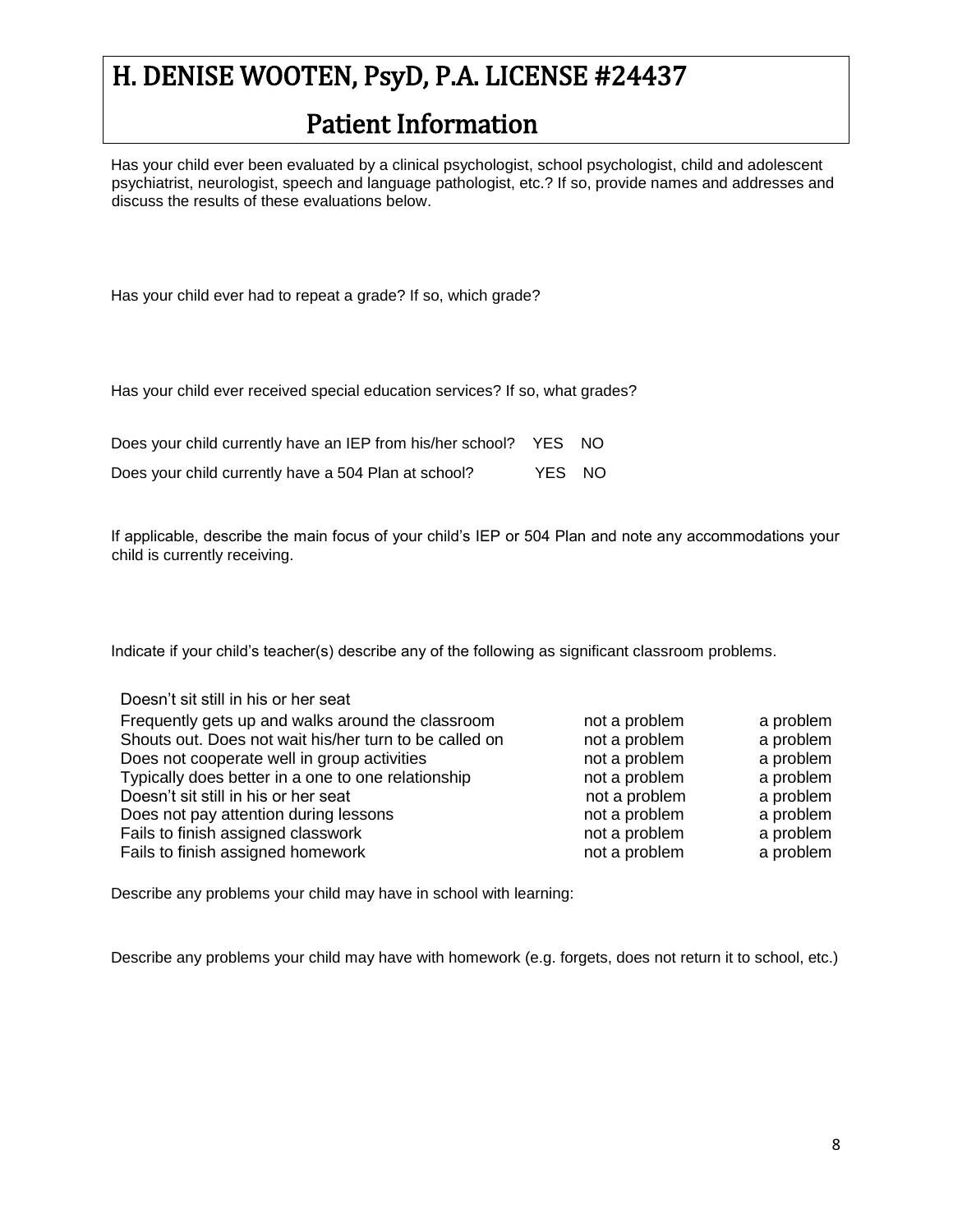# H. DENISE WOOTEN, PsyD, P.A. LICENSE #24437

## Patient Information

Has your child ever been evaluated by a clinical psychologist, school psychologist, child and adolescent psychiatrist, neurologist, speech and language pathologist, etc.? If so, provide names and addresses and discuss the results of these evaluations below.

Has your child ever had to repeat a grade? If so, which grade?

Has your child ever received special education services? If so, what grades?

Does your child currently have an IEP from his/her school? YES NO

Does your child currently have a 504 Plan at school? YES NO

If applicable, describe the main focus of your child's IEP or 504 Plan and note any accommodations your child is currently receiving.

Indicate if your child's teacher(s) describe any of the following as significant classroom problems.

Doesn't sit still in his or her seat

| | | |
|---|---|---|
| Frequently gets up and walks around the classroom | not a problem | a problem |
| Shouts out. Does not wait his/her turn to be called on | not a problem | a problem |
| Does not cooperate well in group activities | not a problem | a problem |
| Typically does better in a one to one relationship | not a problem | a problem |
| Doesn't sit still in his or her seat | not a problem | a problem |
| Does not pay attention during lessons | not a problem | a problem |
| Fails to finish assigned classwork | not a problem | a problem |
| Fails to finish assigned homework | not a problem | a problem |

Describe any problems your child may have in school with learning:

Describe any problems your child may have with homework (e.g. forgets, does not return it to school, etc.)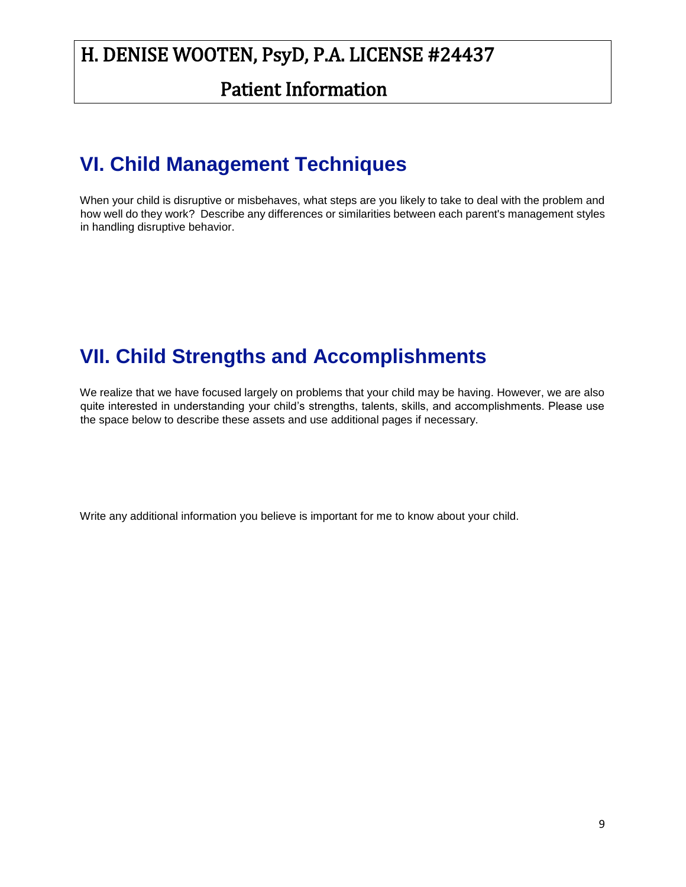## VI. Child Management Techniques

When your child is disruptive or misbehaves, what steps are you likely to take to deal with the problem and how well do they work? Describe any differences or similarities between each parent's management styles in handling disruptive behavior.

## VII. Child Strengths and Accomplishments

We realize that we have focused largely on problems that your child may be having. However, we are also quite interested in understanding your child's strengths, talents, skills, and accomplishments. Please use the space below to describe these assets and use additional pages if necessary.

Write any additional information you believe is important for me to know about your child.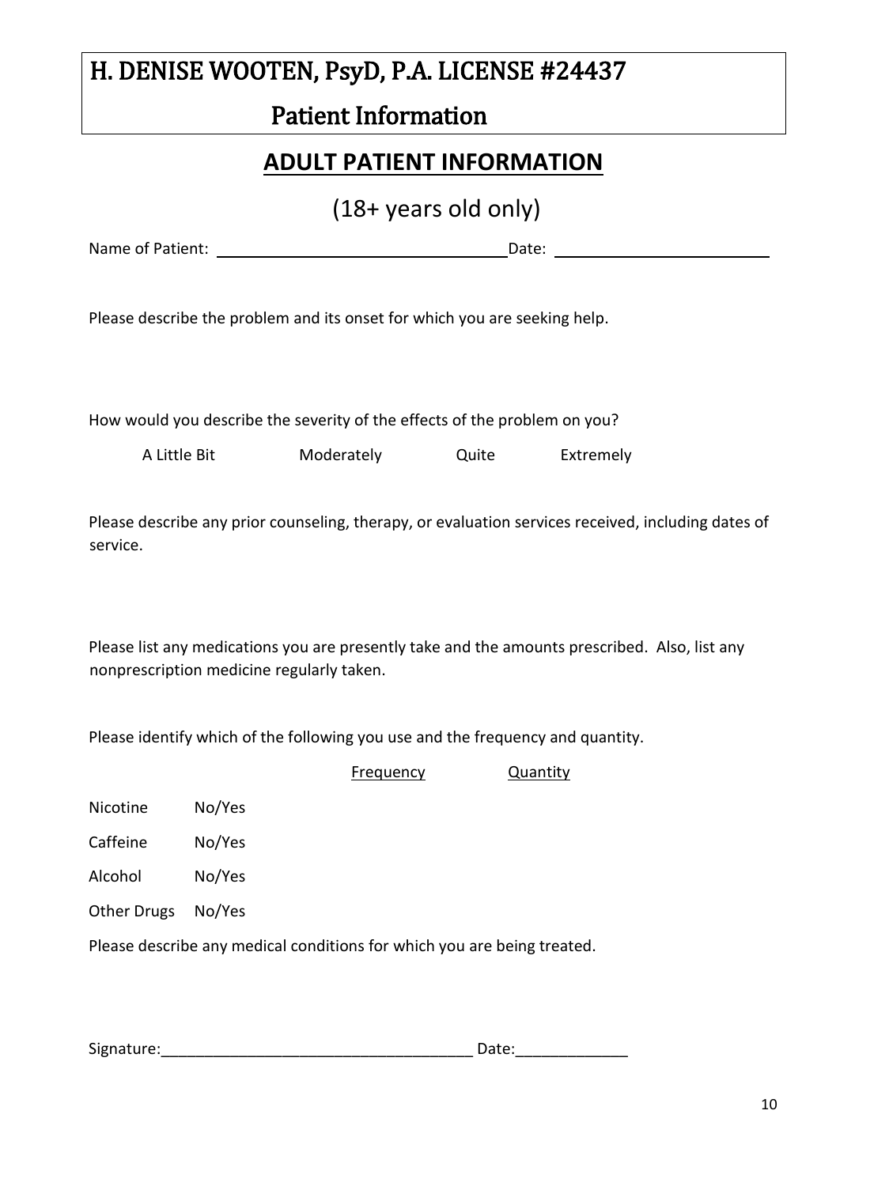# H. DENISE WOOTEN, PsyD, P.A. LICENSE #24437

## Patient Information

## ADULT PATIENT INFORMATION

(18+ years old only)

Name of Patient: ________________________________ Date: ________________________

Please describe the problem and its onset for which you are seeking help.

How would you describe the severity of the effects of the problem on you?

A Little Bit  Moderately  Quite  Extremely

Please describe any prior counseling, therapy, or evaluation services received, including dates of service.

Please list any medications you are presently take and the amounts prescribed. Also, list any nonprescription medicine regularly taken.

Please identify which of the following you use and the frequency and quantity.

| | | Frequency | Quantity |
|---|---|---|---|
| Nicotine | No/Yes | | |
| Caffeine | No/Yes | | |
| Alcohol | No/Yes | | |
| Other Drugs | No/Yes | | |

Please describe any medical conditions for which you are being treated.

Signature:____________________________________ Date:_____________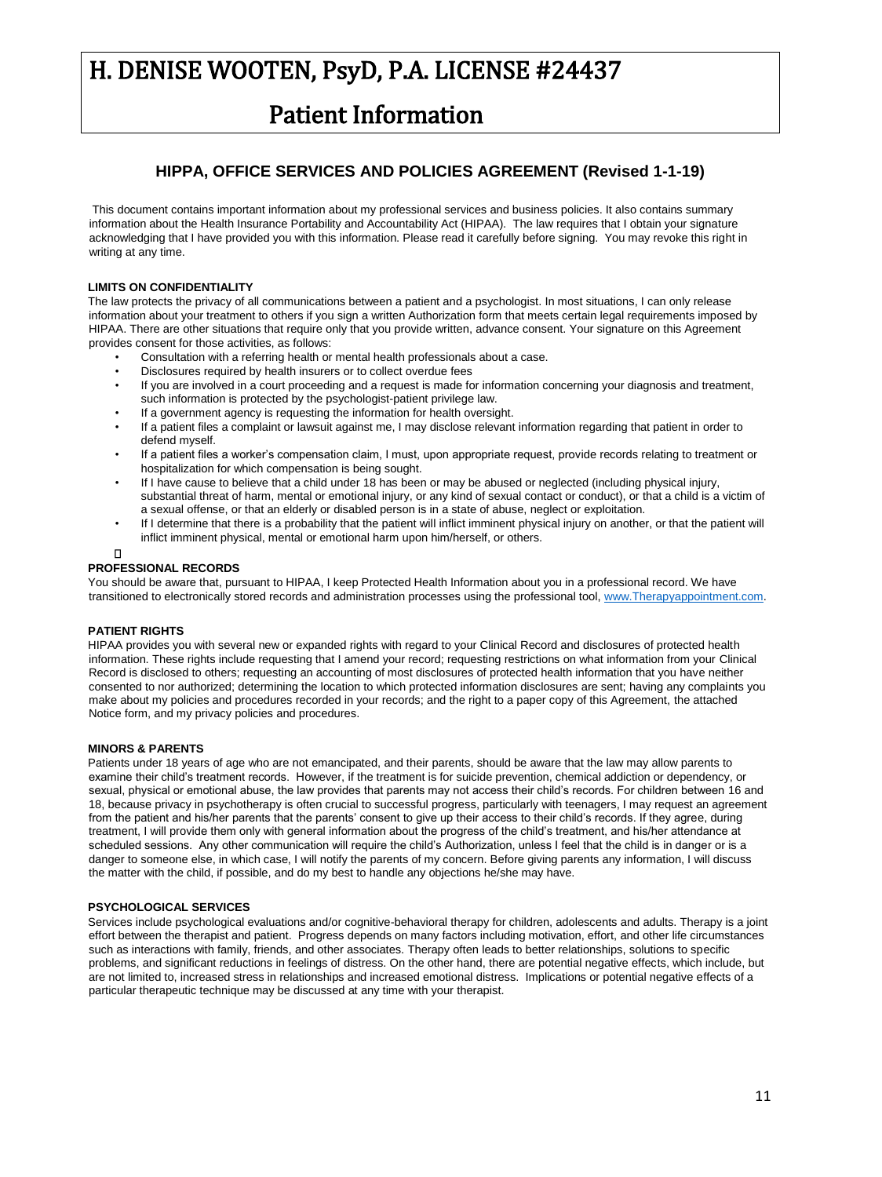# H. DENISE WOOTEN, PsyD, P.A. LICENSE #24437

## Patient Information

### HIPPA, OFFICE SERVICES AND POLICIES AGREEMENT (Revised 1-1-19)

This document contains important information about my professional services and business policies. It also contains summary information about the Health Insurance Portability and Accountability Act (HIPAA). The law requires that I obtain your signature acknowledging that I have provided you with this information. Please read it carefully before signing. You may revoke this right in writing at any time.

**LIMITS ON CONFIDENTIALITY**

The law protects the privacy of all communications between a patient and a psychologist. In most situations, I can only release information about your treatment to others if you sign a written Authorization form that meets certain legal requirements imposed by HIPAA. There are other situations that require only that you provide written, advance consent. Your signature on this Agreement provides consent for those activities, as follows:

- Consultation with a referring health or mental health professionals about a case.
- Disclosures required by health insurers or to collect overdue fees
- If you are involved in a court proceeding and a request is made for information concerning your diagnosis and treatment, such information is protected by the psychologist-patient privilege law.
- If a government agency is requesting the information for health oversight.
- If a patient files a complaint or lawsuit against me, I may disclose relevant information regarding that patient in order to defend myself.
- If a patient files a worker's compensation claim, I must, upon appropriate request, provide records relating to treatment or hospitalization for which compensation is being sought.
- If I have cause to believe that a child under 18 has been or may be abused or neglected (including physical injury, substantial threat of harm, mental or emotional injury, or any kind of sexual contact or conduct), or that a child is a victim of a sexual offense, or that an elderly or disabled person is in a state of abuse, neglect or exploitation.
- If I determine that there is a probability that the patient will inflict imminent physical injury on another, or that the patient will inflict imminent physical, mental or emotional harm upon him/herself, or others.

**PROFESSIONAL RECORDS**

You should be aware that, pursuant to HIPAA, I keep Protected Health Information about you in a professional record. We have transitioned to electronically stored records and administration processes using the professional tool, www.Therapyappointment.com.

**PATIENT RIGHTS**

HIPAA provides you with several new or expanded rights with regard to your Clinical Record and disclosures of protected health information. These rights include requesting that I amend your record; requesting restrictions on what information from your Clinical Record is disclosed to others; requesting an accounting of most disclosures of protected health information that you have neither consented to nor authorized; determining the location to which protected information disclosures are sent; having any complaints you make about my policies and procedures recorded in your records; and the right to a paper copy of this Agreement, the attached Notice form, and my privacy policies and procedures.

**MINORS & PARENTS**

Patients under 18 years of age who are not emancipated, and their parents, should be aware that the law may allow parents to examine their child's treatment records. However, if the treatment is for suicide prevention, chemical addiction or dependency, or sexual, physical or emotional abuse, the law provides that parents may not access their child's records. For children between 16 and 18, because privacy in psychotherapy is often crucial to successful progress, particularly with teenagers, I may request an agreement from the patient and his/her parents that the parents' consent to give up their access to their child's records. If they agree, during treatment, I will provide them only with general information about the progress of the child's treatment, and his/her attendance at scheduled sessions. Any other communication will require the child's Authorization, unless I feel that the child is in danger or is a danger to someone else, in which case, I will notify the parents of my concern. Before giving parents any information, I will discuss the matter with the child, if possible, and do my best to handle any objections he/she may have.

**PSYCHOLOGICAL SERVICES**

Services include psychological evaluations and/or cognitive-behavioral therapy for children, adolescents and adults. Therapy is a joint effort between the therapist and patient. Progress depends on many factors including motivation, effort, and other life circumstances such as interactions with family, friends, and other associates. Therapy often leads to better relationships, solutions to specific problems, and significant reductions in feelings of distress. On the other hand, there are potential negative effects, which include, but are not limited to, increased stress in relationships and increased emotional distress. Implications or potential negative effects of a particular therapeutic technique may be discussed at any time with your therapist.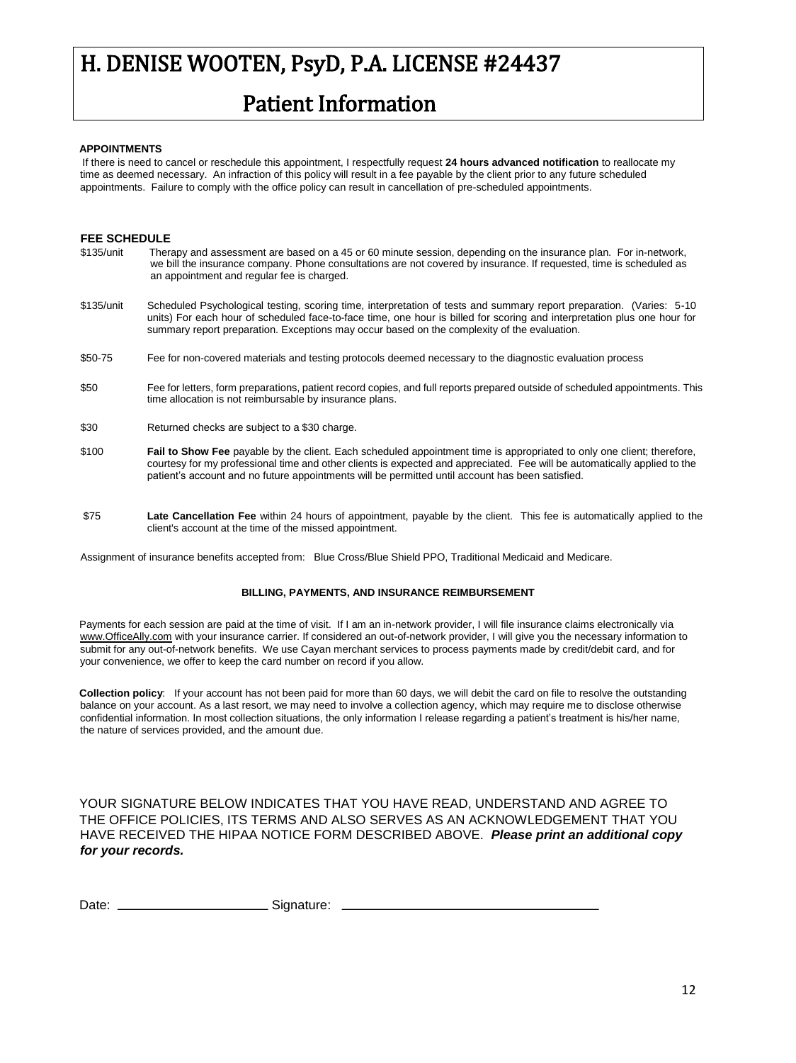# H. DENISE WOOTEN, PsyD, P.A. LICENSE #24437

## Patient Information

**APPOINTMENTS**

If there is need to cancel or reschedule this appointment, I respectfully request **24 hours advanced notification** to reallocate my time as deemed necessary. An infraction of this policy will result in a fee payable by the client prior to any future scheduled appointments. Failure to comply with the office policy can result in cancellation of pre-scheduled appointments.

**FEE SCHEDULE**

| | |
|---|---|
| $135/unit | Therapy and assessment are based on a 45 or 60 minute session, depending on the insurance plan. For in-network, we bill the insurance company. Phone consultations are not covered by insurance. If requested, time is scheduled as an appointment and regular fee is charged. |
| $135/unit | Scheduled Psychological testing, scoring time, interpretation of tests and summary report preparation. (Varies: 5-10 units) For each hour of scheduled face-to-face time, one hour is billed for scoring and interpretation plus one hour for summary report preparation. Exceptions may occur based on the complexity of the evaluation. |
| $50-75 | Fee for non-covered materials and testing protocols deemed necessary to the diagnostic evaluation process |
| $50 | Fee for letters, form preparations, patient record copies, and full reports prepared outside of scheduled appointments. This time allocation is not reimbursable by insurance plans. |
| $30 | Returned checks are subject to a $30 charge. |
| $100 | **Fail to Show Fee** payable by the client. Each scheduled appointment time is appropriated to only one client; therefore, courtesy for my professional time and other clients is expected and appreciated. Fee will be automatically applied to the patient's account and no future appointments will be permitted until account has been satisfied. |
| $75 | **Late Cancellation Fee** within 24 hours of appointment, payable by the client. This fee is automatically applied to the client's account at the time of the missed appointment. |

Assignment of insurance benefits accepted from: Blue Cross/Blue Shield PPO, Traditional Medicaid and Medicare.

**BILLING, PAYMENTS, AND INSURANCE REIMBURSEMENT**

Payments for each session are paid at the time of visit. If I am an in-network provider, I will file insurance claims electronically via www.OfficeAlly.com with your insurance carrier. If considered an out-of-network provider, I will give you the necessary information to submit for any out-of-network benefits. We use Cayan merchant services to process payments made by credit/debit card, and for your convenience, we offer to keep the card number on record if you allow.

**Collection policy**: If your account has not been paid for more than 60 days, we will debit the card on file to resolve the outstanding balance on your account. As a last resort, we may need to involve a collection agency, which may require me to disclose otherwise confidential information. In most collection situations, the only information I release regarding a patient's treatment is his/her name, the nature of services provided, and the amount due.

YOUR SIGNATURE BELOW INDICATES THAT YOU HAVE READ, UNDERSTAND AND AGREE TO THE OFFICE POLICIES, ITS TERMS AND ALSO SERVES AS AN ACKNOWLEDGEMENT THAT YOU HAVE RECEIVED THE HIPAA NOTICE FORM DESCRIBED ABOVE. ***Please print an additional copy for your records.***

Date: ____________________ Signature: ____________________________________